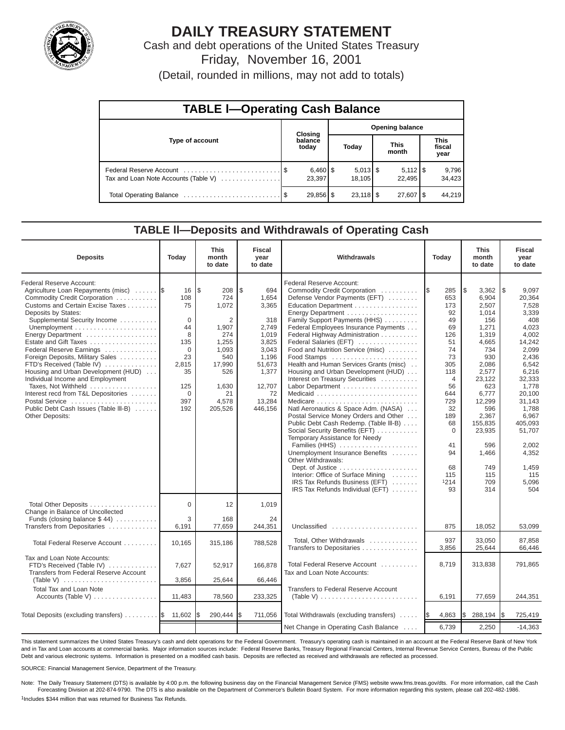# DAILY TREASURY STATEMENT

Cash and debt operations of the United States Treasury

Friday, November 16, 2001

(Detail, rounded in millions, may not add to totals)

## TABLE I—Operating Cash Balance

| Type of account | Closing balance today | Opening balance Today | Opening balance This month | Opening balance This fiscal year |
|---|---|---|---|---|
| Federal Reserve Account | $ 6,460 | $ 5,013 | $ 5,112 | $ 9,796 |
| Tax and Loan Note Accounts (Table V) | 23,397 | 18,105 | 22,495 | 34,423 |
| Total Operating Balance | $ 29,856 | $ 23,118 | $ 27,607 | $ 44,219 |

## TABLE II—Deposits and Withdrawals of Operating Cash

| Deposits | Today | This month to date | Fiscal year to date |
|---|---|---|---|
| Federal Reserve Account: | | | |
| Agriculture Loan Repayments (misc) | $ 16 | $ 208 | $ 694 |
| Commodity Credit Corporation | 108 | 724 | 1,654 |
| Customs and Certain Excise Taxes | 75 | 1,072 | 3,365 |
| Deposits by States: | | | |
| Supplemental Security Income | 0 | 2 | 318 |
| Unemployment | 44 | 1,907 | 2,749 |
| Energy Department | 8 | 274 | 1,019 |
| Estate and Gift Taxes | 135 | 1,255 | 3,825 |
| Federal Reserve Earnings | 0 | 1,093 | 3,043 |
| Foreign Deposits, Military Sales | 23 | 540 | 1,196 |
| FTD's Received (Table IV) | 2,815 | 17,990 | 51,673 |
| Housing and Urban Development (HUD) | 35 | 526 | 1,377 |
| Individual Income and Employment Taxes, Not Withheld | 125 | 1,630 | 12,707 |
| Interest recd from T&L Depositories | 0 | 21 | 72 |
| Postal Service | 397 | 4,578 | 13,284 |
| Public Debt Cash Issues (Table III-B) | 192 | 205,526 | 446,156 |
| Other Deposits: | | | |
| Total Other Deposits | 0 | 12 | 1,019 |
| Change in Balance of Uncollected Funds (closing balance $ 44) | 3 | 168 | 24 |
| Transfers from Depositaries | 6,191 | 77,659 | 244,351 |
| Total Federal Reserve Account | 10,165 | 315,186 | 788,528 |
| Tax and Loan Note Accounts: | | | |
| FTD's Received (Table IV) | 7,627 | 52,917 | 166,878 |
| Transfers from Federal Reserve Account (Table V) | 3,856 | 25,644 | 66,446 |
| Total Tax and Loan Note Accounts (Table V) | 11,483 | 78,560 | 233,325 |
| Total Deposits (excluding transfers) | $ 11,602 | $ 290,444 | $ 711,056 |

| Withdrawals | Today | This month to date | Fiscal year to date |
|---|---|---|---|
| Federal Reserve Account: | | | |
| Commodity Credit Corporation | $ 285 | $ 3,362 | $ 9,097 |
| Defense Vendor Payments (EFT) | 653 | 6,904 | 20,364 |
| Education Department | 173 | 2,507 | 7,528 |
| Energy Department | 92 | 1,014 | 3,339 |
| Family Support Payments (HHS) | 49 | 156 | 408 |
| Federal Employees Insurance Payments | 69 | 1,271 | 4,023 |
| Federal Highway Administration | 126 | 1,319 | 4,002 |
| Federal Salaries (EFT) | 51 | 4,665 | 14,242 |
| Food and Nutrition Service (misc) | 74 | 734 | 2,099 |
| Food Stamps | 73 | 930 | 2,436 |
| Health and Human Services Grants (misc) | 305 | 2,086 | 6,542 |
| Housing and Urban Development (HUD) | 118 | 2,577 | 6,216 |
| Interest on Treasury Securities | 4 | 23,122 | 32,333 |
| Labor Department | 56 | 623 | 1,778 |
| Medicaid | 644 | 6,777 | 20,100 |
| Medicare | 729 | 12,299 | 31,143 |
| Natl Aeronautics & Space Adm. (NASA) | 32 | 596 | 1,788 |
| Postal Service Money Orders and Other | 189 | 2,367 | 6,967 |
| Public Debt Cash Redemp. (Table III-B) | 68 | 155,835 | 405,093 |
| Social Security Benefits (EFT) | 0 | 23,935 | 51,707 |
| Temporary Assistance for Needy Families (HHS) | 41 | 596 | 2,002 |
| Unemployment Insurance Benefits | 94 | 1,466 | 4,352 |
| Other Withdrawals: | | | |
| Dept. of Justice | 68 | 749 | 1,459 |
| Interior: Office of Surface Mining | 115 | 115 | 115 |
| IRS Tax Refunds Business (EFT) | [1]214 | 709 | 5,096 |
| IRS Tax Refunds Individual (EFT) | 93 | 314 | 504 |
| Unclassified | 875 | 18,052 | 53,099 |
| Total, Other Withdrawals | 937 | 33,050 | 87,858 |
| Transfers to Depositaries | 3,856 | 25,644 | 66,446 |
| Total Federal Reserve Account | 8,719 | 313,838 | 791,865 |
| Tax and Loan Note Accounts: | | | |
| Transfers to Federal Reserve Account (Table V) | 6,191 | 77,659 | 244,351 |
| Total Withdrawals (excluding transfers) | $ 4,863 | $ 288,194 | $ 725,419 |
| Net Change in Operating Cash Balance | 6,739 | 2,250 | -14,363 |

This statement summarizes the United States Treasury's cash and debt operations for the Federal Government. Treasury's operating cash is maintained in an account at the Federal Reserve Bank of New York and in Tax and Loan accounts at commercial banks. Major information sources include: Federal Reserve Banks, Treasury Regional Financial Centers, Internal Revenue Service Centers, Bureau of the Public Debt and various electronic systems. Information is presented on a modified cash basis. Deposits are reflected as received and withdrawals are reflected as processed.

SOURCE: Financial Management Service, Department of the Treasury.

Note: The Daily Treasury Statement (DTS) is available by 4:00 p.m. the following business day on the Financial Management Service (FMS) website www.fms.treas.gov/dts. For more information, call the Cash Forecasting Division at 202-874-9790. The DTS is also available on the Department of Commerce's Bulletin Board System. For more information regarding this system, please call 202-482-1986.

[1]Includes $344 million that was returned for Business Tax Refunds.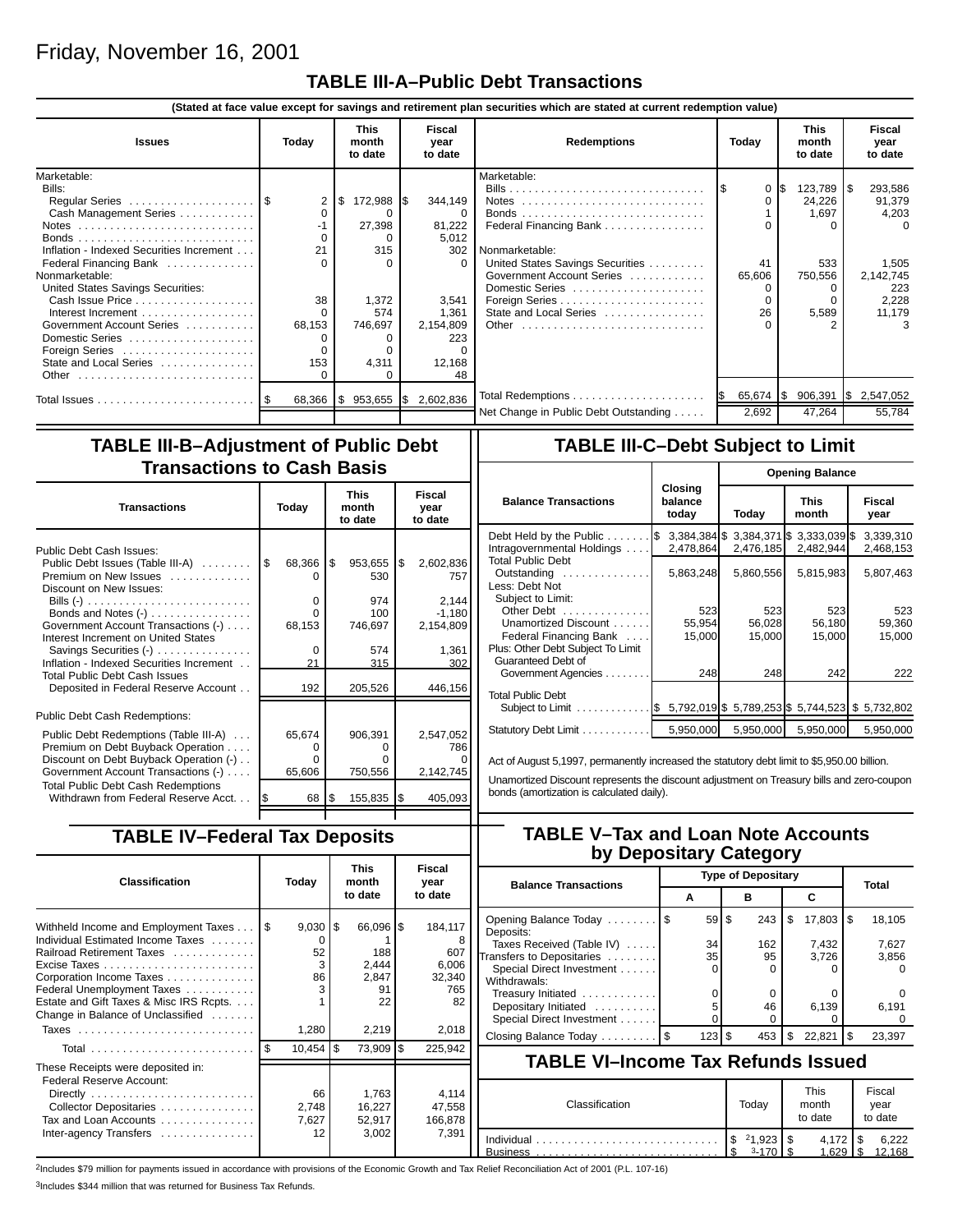Friday, November 16, 2001

## TABLE III-A–Public Debt Transactions

(Stated at face value except for savings and retirement plan securities which are stated at current redemption value)

| Issues | Today | This month to date | Fiscal year to date |
|---|---|---|---|
| Marketable: | | | |
| Bills: | | | |
| Regular Series | $ 2 | $ 172,988 | $ 344,149 |
| Cash Management Series | 0 | 0 | 0 |
| Notes | -1 | 27,398 | 81,222 |
| Bonds | 0 | 0 | 5,012 |
| Inflation - Indexed Securities Increment | 21 | 315 | 302 |
| Federal Financing Bank | 0 | 0 | 0 |
| Nonmarketable: | | | |
| United States Savings Securities: | | | |
| Cash Issue Price | 38 | 1,372 | 3,541 |
| Interest Increment | 0 | 574 | 1,361 |
| Government Account Series | 68,153 | 746,697 | 2,154,809 |
| Domestic Series | 0 | 0 | 223 |
| Foreign Series | 0 | 0 | 0 |
| State and Local Series | 153 | 4,311 | 12,168 |
| Other | 0 | 0 | 48 |
| Total Issues | $ 68,366 | $ 953,655 | $ 2,602,836 |

| Redemptions | Today | This month to date | Fiscal year to date |
|---|---|---|---|
| Marketable: | | | |
| Bills | $ 0 | $ 123,789 | $ 293,586 |
| Notes | 0 | 24,226 | 91,379 |
| Bonds | 1 | 1,697 | 4,203 |
| Federal Financing Bank | 0 | 0 | 0 |
| Nonmarketable: | | | |
| United States Savings Securities | 41 | 533 | 1,505 |
| Government Account Series | 65,606 | 750,556 | 2,142,745 |
| Domestic Series | 0 | 0 | 223 |
| Foreign Series | 0 | 0 | 2,228 |
| State and Local Series | 26 | 5,589 | 11,179 |
| Other | 0 | 2 | 3 |
| Total Redemptions | $ 65,674 | $ 906,391 | $ 2,547,052 |
| Net Change in Public Debt Outstanding | 2,692 | 47,264 | 55,784 |

## TABLE III-B–Adjustment of Public Debt Transactions to Cash Basis

| Transactions | Today | This month to date | Fiscal year to date |
|---|---|---|---|
| Public Debt Cash Issues: | | | |
| Public Debt Issues (Table III-A) | $ 68,366 | $ 953,655 | $ 2,602,836 |
| Premium on New Issues | 0 | 530 | 757 |
| Discount on New Issues: | | | |
| Bills (-) | 0 | 974 | 2,144 |
| Bonds and Notes (-) | 0 | 100 | -1,180 |
| Government Account Transactions (-) | 68,153 | 746,697 | 2,154,809 |
| Interest Increment on United States Savings Securities (-) | 0 | 574 | 1,361 |
| Inflation - Indexed Securities Increment | 21 | 315 | 302 |
| Total Public Debt Cash Issues Deposited in Federal Reserve Account | 192 | 205,526 | 446,156 |
| Public Debt Cash Redemptions: | | | |
| Public Debt Redemptions (Table III-A) | 65,674 | 906,391 | 2,547,052 |
| Premium on Debt Buyback Operation | 0 | 0 | 786 |
| Discount on Debt Buyback Operation (-) | 0 | 0 | 0 |
| Government Account Transactions (-) | 65,606 | 750,556 | 2,142,745 |
| Total Public Debt Cash Redemptions Withdrawn from Federal Reserve Acct. | $ 68 | $ 155,835 | $ 405,093 |

## TABLE III-C–Debt Subject to Limit

| Balance Transactions | Closing balance today | Opening Balance Today | Opening Balance This month | Opening Balance Fiscal year |
|---|---|---|---|---|
| Debt Held by the Public | $ 3,384,384 | $ 3,384,371 | $ 3,333,039 | $ 3,339,310 |
| Intragovernmental Holdings | 2,478,864 | 2,476,185 | 2,482,944 | 2,468,153 |
| Total Public Debt Outstanding | 5,863,248 | 5,860,556 | 5,815,983 | 5,807,463 |
| Less: Debt Not Subject to Limit: | | | | |
| Other Debt | 523 | 523 | 523 | 523 |
| Unamortized Discount | 55,954 | 56,028 | 56,180 | 59,360 |
| Federal Financing Bank | 15,000 | 15,000 | 15,000 | 15,000 |
| Plus: Other Debt Subject to Limit Guaranteed Debt of Government Agencies | 248 | 248 | 242 | 222 |
| Total Public Debt Subject to Limit | $ 5,792,019 | $ 5,789,253 | $ 5,744,523 | $ 5,732,802 |
| Statutory Debt Limit | 5,950,000 | 5,950,000 | 5,950,000 | 5,950,000 |

Act of August 5,1997, permanently increased the statutory debt limit to $5,950.00 billion.

Unamortized Discount represents the discount adjustment on Treasury bills and zero-coupon bonds (amortization is calculated daily).

## TABLE IV–Federal Tax Deposits

| Classification | Today | This month to date | Fiscal year to date |
|---|---|---|---|
| Withheld Income and Employment Taxes | $ 9,030 | $ 66,096 | $ 184,117 |
| Individual Estimated Income Taxes | 0 | 1 | 8 |
| Railroad Retirement Taxes | 52 | 188 | 607 |
| Excise Taxes | 3 | 2,444 | 6,006 |
| Corporation Income Taxes | 86 | 2,847 | 32,340 |
| Federal Unemployment Taxes | 3 | 91 | 765 |
| Estate and Gift Taxes & Misc IRS Rcpts. | 1 | 22 | 82 |
| Change in Balance of Unclassified Taxes | 1,280 | 2,219 | 2,018 |
| Total | $ 10,454 | $ 73,909 | $ 225,942 |
| These Receipts were deposited in: | | | |
| Federal Reserve Account: | | | |
| Directly | 66 | 1,763 | 4,114 |
| Collector Depositaries | 2,748 | 16,227 | 47,558 |
| Tax and Loan Accounts | 7,627 | 52,917 | 166,878 |
| Inter-agency Transfers | 12 | 3,002 | 7,391 |

## TABLE V–Tax and Loan Note Accounts by Depositary Category

| Balance Transactions | Type of Depositary A | Type of Depositary B | Type of Depositary C | Total |
|---|---|---|---|---|
| Opening Balance Today | $ 59 | $ 243 | $ 17,803 | $ 18,105 |
| Deposits: | | | | |
| Taxes Received (Table IV) | 34 | 162 | 7,432 | 7,627 |
| Transfers to Depositaries | 35 | 95 | 3,726 | 3,856 |
| Special Direct Investment | 0 | 0 | 0 | 0 |
| Withdrawals: | | | | |
| Treasury Initiated | 0 | 0 | 0 | 0 |
| Depositary Initiated | 5 | 46 | 6,139 | 6,191 |
| Special Direct Investment | 0 | 0 | 0 | 0 |
| Closing Balance Today | $ 123 | $ 453 | $ 22,821 | $ 23,397 |

## TABLE VI–Income Tax Refunds Issued

| Classification | Today | This month to date | Fiscal year to date |
|---|---|---|---|
| Individual | $ [2]1,923 | $ 4,172 | $ 6,222 |
| Business | $ [3]-170 | $ 1,629 | $ 12,168 |

[2]Includes $79 million for payments issued in accordance with provisions of the Economic Growth and Tax Relief Reconciliation Act of 2001 (P.L. 107-16)

[3]Includes $344 million that was returned for Business Tax Refunds.